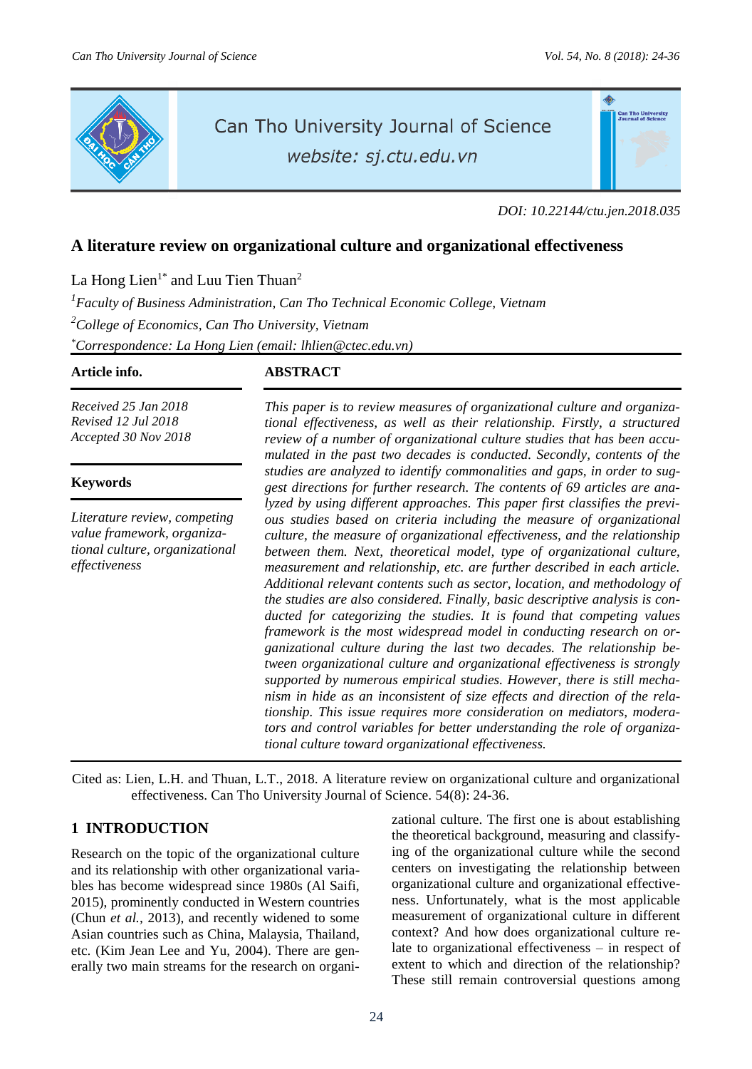DOI: 10.22144/ctu.jen.2018.035

# A literature review on organizational culture and organizational effectiveness

La Hong Lien[1*] and Luu Tien Thuan[2]

[1] *Faculty of Business Administration, Can Tho Technical Economic College, Vietnam*

[2] *College of Economics, Can Tho University, Vietnam*

[*] *Correspondence: La Hong Lien (email: lhlien@ctec.edu.vn)*

**Article info.**

*Received 25 Jan 2018*
*Revised 12 Jul 2018*
*Accepted 30 Nov 2018*

**Keywords**

*Literature review, competing value framework, organizational culture, organizational effectiveness*

**ABSTRACT**

*This paper is to review measures of organizational culture and organizational effectiveness, as well as their relationship. Firstly, a structured review of a number of organizational culture studies that has been accumulated in the past two decades is conducted. Secondly, contents of the studies are analyzed to identify commonalities and gaps, in order to suggest directions for further research. The contents of 69 articles are analyzed by using different approaches. This paper first classifies the previous studies based on criteria including the measure of organizational culture, the measure of organizational effectiveness, and the relationship between them. Next, theoretical model, type of organizational culture, measurement and relationship, etc. are further described in each article. Additional relevant contents such as sector, location, and methodology of the studies are also considered. Finally, basic descriptive analysis is conducted for categorizing the studies. It is found that competing values framework is the most widespread model in conducting research on organizational culture during the last two decades. The relationship between organizational culture and organizational effectiveness is strongly supported by numerous empirical studies. However, there is still mechanism in hide as an inconsistent of size effects and direction of the relationship. This issue requires more consideration on mediators, moderators and control variables for better understanding the role of organizational culture toward organizational effectiveness.*

Cited as: Lien, L.H. and Thuan, L.T., 2018. A literature review on organizational culture and organizational effectiveness. Can Tho University Journal of Science. 54(8): 24-36.

## 1 INTRODUCTION

Research on the topic of the organizational culture and its relationship with other organizational variables has become widespread since 1980s (Al Saifi, 2015), prominently conducted in Western countries (Chun *et al.*, 2013), and recently widened to some Asian countries such as China, Malaysia, Thailand, etc. (Kim Jean Lee and Yu, 2004). There are generally two main streams for the research on organizational culture. The first one is about establishing the theoretical background, measuring and classifying of the organizational culture while the second centers on investigating the relationship between organizational culture and organizational effectiveness. Unfortunately, what is the most applicable measurement of organizational culture in different context? And how does organizational culture relate to organizational effectiveness – in respect of extent to which and direction of the relationship? These still remain controversial questions among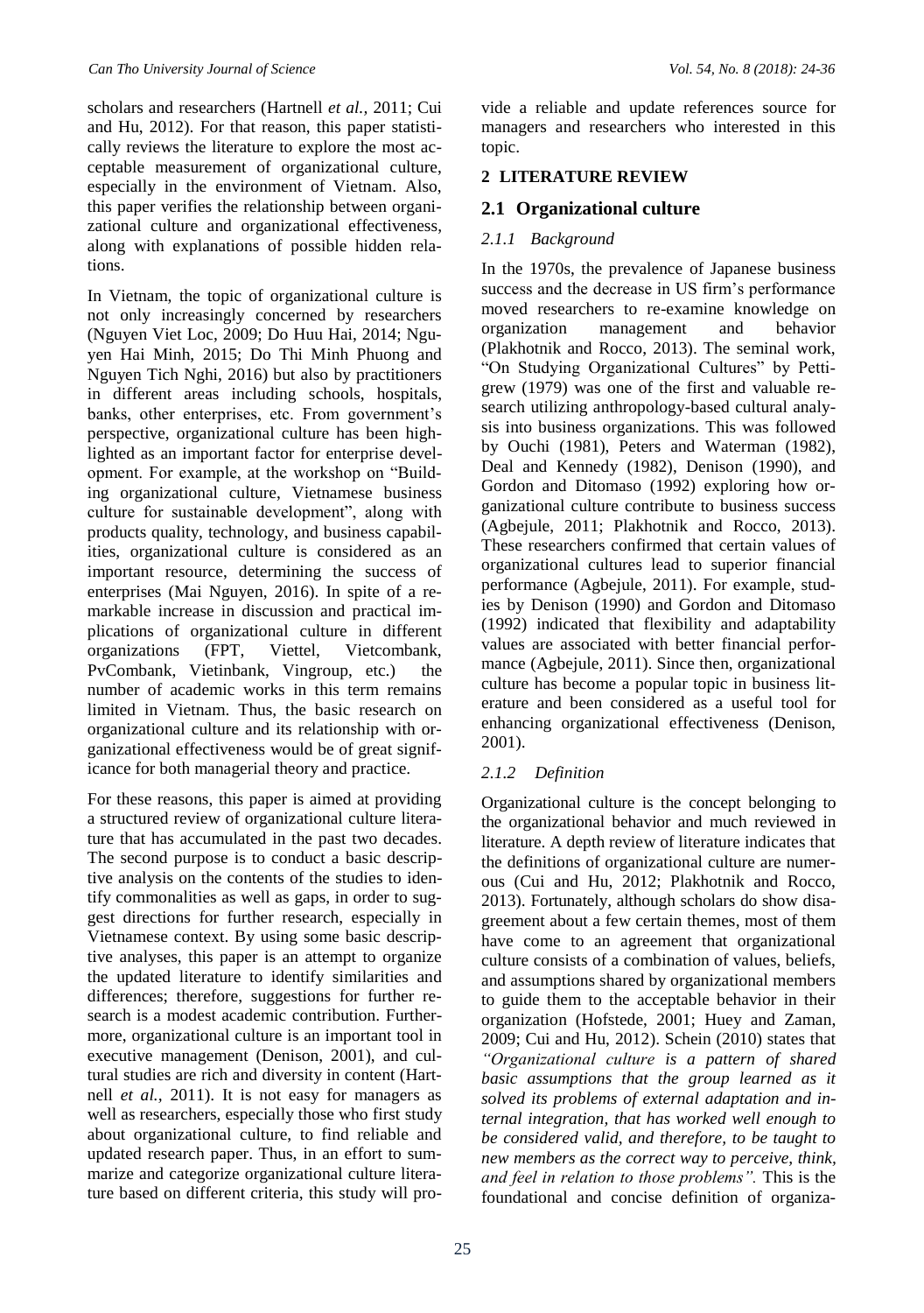scholars and researchers (Hartnell *et al.*, 2011; Cui and Hu, 2012). For that reason, this paper statistically reviews the literature to explore the most acceptable measurement of organizational culture, especially in the environment of Vietnam. Also, this paper verifies the relationship between organizational culture and organizational effectiveness, along with explanations of possible hidden relations.

In Vietnam, the topic of organizational culture is not only increasingly concerned by researchers (Nguyen Viet Loc, 2009; Do Huu Hai, 2014; Nguyen Hai Minh, 2015; Do Thi Minh Phuong and Nguyen Tich Nghi, 2016) but also by practitioners in different areas including schools, hospitals, banks, other enterprises, etc. From government's perspective, organizational culture has been highlighted as an important factor for enterprise development. For example, at the workshop on "Building organizational culture, Vietnamese business culture for sustainable development", along with products quality, technology, and business capabilities, organizational culture is considered as an important resource, determining the success of enterprises (Mai Nguyen, 2016). In spite of a remarkable increase in discussion and practical implications of organizational culture in different organizations (FPT, Viettel, Vietcombank, PvCombank, Vietinbank, Vingroup, etc.) the number of academic works in this term remains limited in Vietnam. Thus, the basic research on organizational culture and its relationship with organizational effectiveness would be of great significance for both managerial theory and practice.

For these reasons, this paper is aimed at providing a structured review of organizational culture literature that has accumulated in the past two decades. The second purpose is to conduct a basic descriptive analysis on the contents of the studies to identify commonalities as well as gaps, in order to suggest directions for further research, especially in Vietnamese context. By using some basic descriptive analyses, this paper is an attempt to organize the updated literature to identify similarities and differences; therefore, suggestions for further research is a modest academic contribution. Furthermore, organizational culture is an important tool in executive management (Denison, 2001), and cultural studies are rich and diversity in content (Hartnell *et al.*, 2011). It is not easy for managers as well as researchers, especially those who first study about organizational culture, to find reliable and updated research paper. Thus, in an effort to summarize and categorize organizational culture literature based on different criteria, this study will provide a reliable and update references source for managers and researchers who interested in this topic.

## 2 LITERATURE REVIEW

### 2.1 Organizational culture

#### *2.1.1 Background*

In the 1970s, the prevalence of Japanese business success and the decrease in US firm's performance moved researchers to re-examine knowledge on organization management and behavior (Plakhotnik and Rocco, 2013). The seminal work, "On Studying Organizational Cultures" by Pettigrew (1979) was one of the first and valuable research utilizing anthropology-based cultural analysis into business organizations. This was followed by Ouchi (1981), Peters and Waterman (1982), Deal and Kennedy (1982), Denison (1990), and Gordon and Ditomaso (1992) exploring how organizational culture contribute to business success (Agbejule, 2011; Plakhotnik and Rocco, 2013). These researchers confirmed that certain values of organizational cultures lead to superior financial performance (Agbejule, 2011). For example, studies by Denison (1990) and Gordon and Ditomaso (1992) indicated that flexibility and adaptability values are associated with better financial performance (Agbejule, 2011). Since then, organizational culture has become a popular topic in business literature and been considered as a useful tool for enhancing organizational effectiveness (Denison, 2001).

#### *2.1.2 Definition*

Organizational culture is the concept belonging to the organizational behavior and much reviewed in literature. A depth review of literature indicates that the definitions of organizational culture are numerous (Cui and Hu, 2012; Plakhotnik and Rocco, 2013). Fortunately, although scholars do show disagreement about a few certain themes, most of them have come to an agreement that organizational culture consists of a combination of values, beliefs, and assumptions shared by organizational members to guide them to the acceptable behavior in their organization (Hofstede, 2001; Huey and Zaman, 2009; Cui and Hu, 2012). Schein (2010) states that *"Organizational culture is a pattern of shared basic assumptions that the group learned as it solved its problems of external adaptation and internal integration, that has worked well enough to be considered valid, and therefore, to be taught to new members as the correct way to perceive, think, and feel in relation to those problems".* This is the foundational and concise definition of organiza-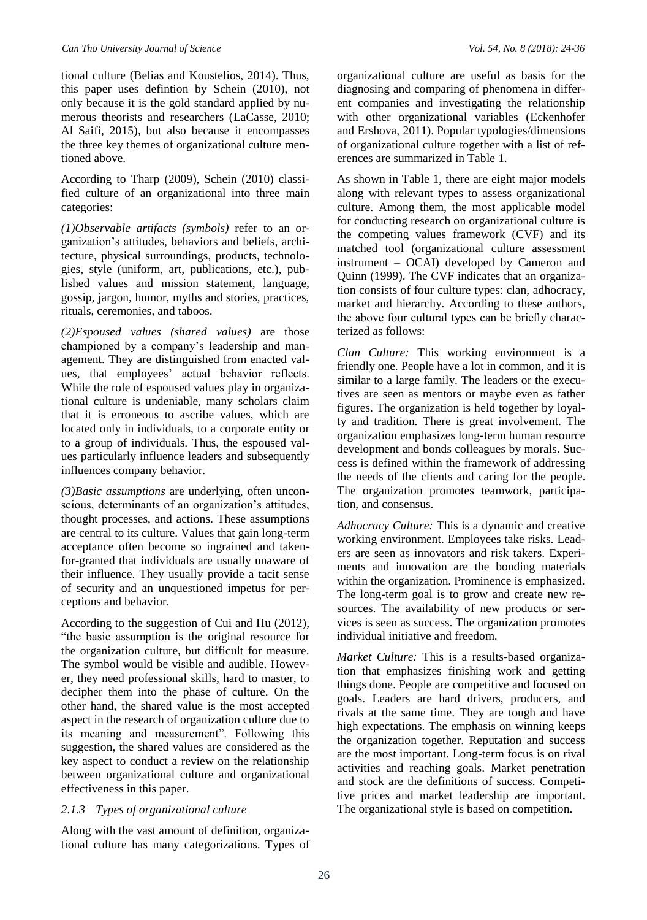tional culture (Belias and Koustelios, 2014). Thus, this paper uses defintion by Schein (2010), not only because it is the gold standard applied by numerous theorists and researchers (LaCasse, 2010; Al Saifi, 2015), but also because it encompasses the three key themes of organizational culture mentioned above.

According to Tharp (2009), Schein (2010) classified culture of an organizational into three main categories:

*(1)Observable artifacts (symbols)* refer to an organization's attitudes, behaviors and beliefs, architecture, physical surroundings, products, technologies, style (uniform, art, publications, etc.), published values and mission statement, language, gossip, jargon, humor, myths and stories, practices, rituals, ceremonies, and taboos.

*(2)Espoused values (shared values)* are those championed by a company's leadership and management. They are distinguished from enacted values, that employees' actual behavior reflects. While the role of espoused values play in organizational culture is undeniable, many scholars claim that it is erroneous to ascribe values, which are located only in individuals, to a corporate entity or to a group of individuals. Thus, the espoused values particularly influence leaders and subsequently influences company behavior.

*(3)Basic assumptions* are underlying, often unconscious, determinants of an organization's attitudes, thought processes, and actions. These assumptions are central to its culture. Values that gain long-term acceptance often become so ingrained and taken-for-granted that individuals are usually unaware of their influence. They usually provide a tacit sense of security and an unquestioned impetus for perceptions and behavior.

According to the suggestion of Cui and Hu (2012), "the basic assumption is the original resource for the organization culture, but difficult for measure. The symbol would be visible and audible. However, they need professional skills, hard to master, to decipher them into the phase of culture. On the other hand, the shared value is the most accepted aspect in the research of organization culture due to its meaning and measurement". Following this suggestion, the shared values are considered as the key aspect to conduct a review on the relationship between organizational culture and organizational effectiveness in this paper.

### *2.1.3 Types of organizational culture*

Along with the vast amount of definition, organizational culture has many categorizations. Types of organizational culture are useful as basis for the diagnosing and comparing of phenomena in different companies and investigating the relationship with other organizational variables (Eckenhofer and Ershova, 2011). Popular typologies/dimensions of organizational culture together with a list of references are summarized in Table 1.

As shown in Table 1, there are eight major models along with relevant types to assess organizational culture. Among them, the most applicable model for conducting research on organizational culture is the competing values framework (CVF) and its matched tool (organizational culture assessment instrument – OCAI) developed by Cameron and Quinn (1999). The CVF indicates that an organization consists of four culture types: clan, adhocracy, market and hierarchy. According to these authors, the above four cultural types can be briefly characterized as follows:

*Clan Culture:* This working environment is a friendly one. People have a lot in common, and it is similar to a large family. The leaders or the executives are seen as mentors or maybe even as father figures. The organization is held together by loyalty and tradition. There is great involvement. The organization emphasizes long-term human resource development and bonds colleagues by morals. Success is defined within the framework of addressing the needs of the clients and caring for the people. The organization promotes teamwork, participation, and consensus.

*Adhocracy Culture:* This is a dynamic and creative working environment. Employees take risks. Leaders are seen as innovators and risk takers. Experiments and innovation are the bonding materials within the organization. Prominence is emphasized. The long-term goal is to grow and create new resources. The availability of new products or services is seen as success. The organization promotes individual initiative and freedom.

*Market Culture:* This is a results-based organization that emphasizes finishing work and getting things done. People are competitive and focused on goals. Leaders are hard drivers, producers, and rivals at the same time. They are tough and have high expectations. The emphasis on winning keeps the organization together. Reputation and success are the most important. Long-term focus is on rival activities and reaching goals. Market penetration and stock are the definitions of success. Competitive prices and market leadership are important. The organizational style is based on competition.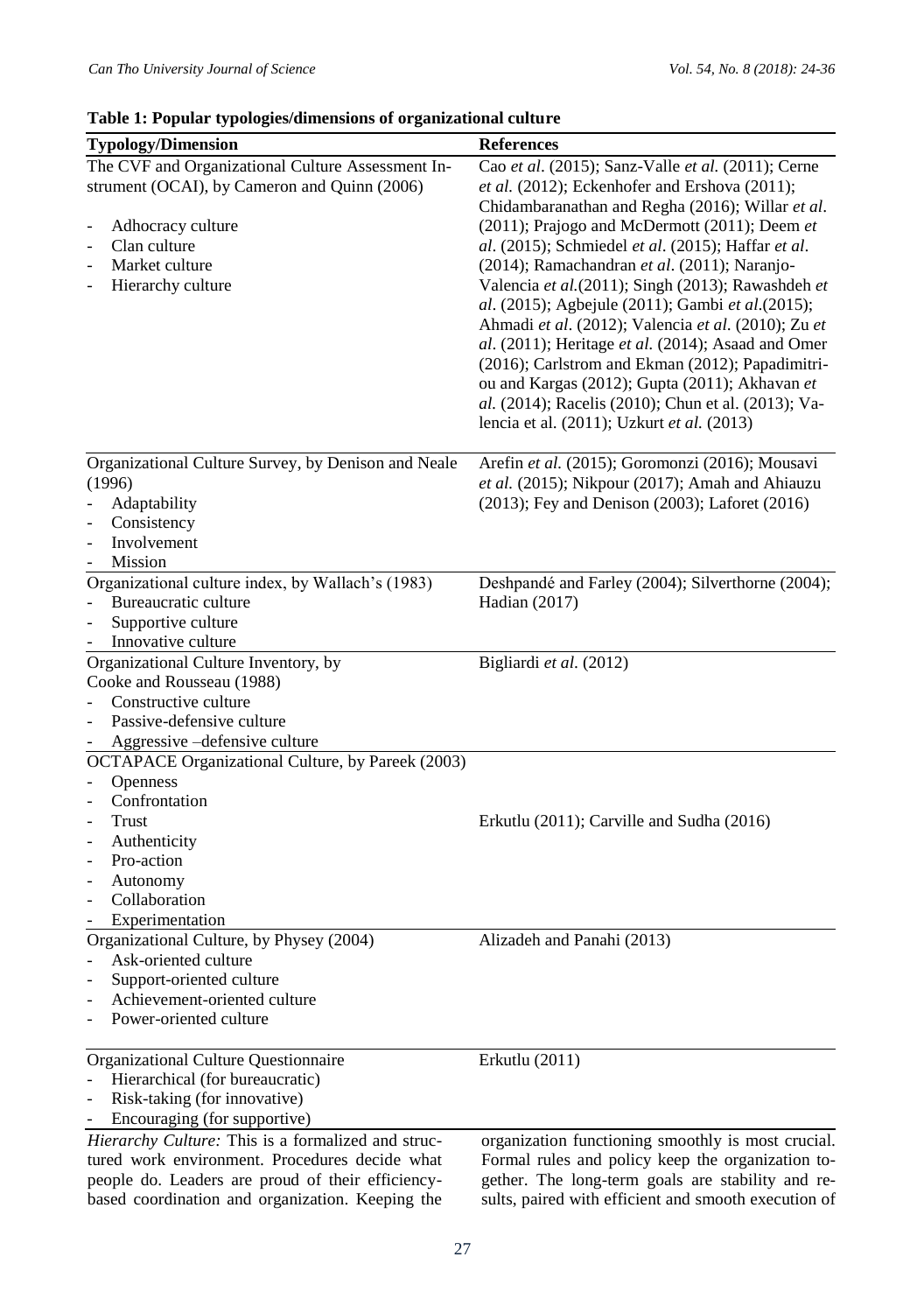**Table 1: Popular typologies/dimensions of organizational culture**

| Typology/Dimension | References |
|---|---|
| The CVF and Organizational Culture Assessment Instrument (OCAI), by Cameron and Quinn (2006)<br>- Adhocracy culture<br>- Clan culture<br>- Market culture<br>- Hierarchy culture | Cao *et al*. (2015); Sanz-Valle *et al.* (2011); Cerne *et al.* (2012); Eckenhofer and Ershova (2011); Chidambaranathan and Regha (2016); Willar *et al*. (2011); Prajogo and McDermott (2011); Deem *et al*. (2015); Schmiedel *et al*. (2015); Haffar *et al*. (2014); Ramachandran *et al*. (2011); Naranjo-Valencia *et al.*(2011); Singh (2013); Rawashdeh *et al*. (2015); Agbejule (2011); Gambi *et al*.(2015); Ahmadi *et al*. (2012); Valencia *et al*. (2010); Zu *et al*. (2011); Heritage *et al.* (2014); Asaad and Omer (2016); Carlstrom and Ekman (2012); Papadimitriou and Kargas (2012); Gupta (2011); Akhavan *et al.* (2014); Racelis (2010); Chun et al. (2013); Valencia et al. (2011); Uzkurt *et al.* (2013) |
| Organizational Culture Survey, by Denison and Neale (1996)<br>- Adaptability<br>- Consistency<br>- Involvement<br>- Mission | Arefin *et al.* (2015); Goromonzi (2016); Mousavi *et al.* (2015); Nikpour (2017); Amah and Ahiauzu (2013); Fey and Denison (2003); Laforet (2016) |
| Organizational culture index, by Wallach's (1983)<br>- Bureaucratic culture<br>- Supportive culture<br>- Innovative culture | Deshpandé and Farley (2004); Silverthorne (2004); Hadian (2017) |
| Organizational Culture Inventory, by Cooke and Rousseau (1988)<br>- Constructive culture<br>- Passive-defensive culture<br>- Aggressive –defensive culture | Bigliardi *et al*. (2012) |
| OCTAPACE Organizational Culture, by Pareek (2003)<br>- Openness<br>- Confrontation<br>- Trust<br>- Authenticity<br>- Pro-action<br>- Autonomy<br>- Collaboration<br>- Experimentation | Erkutlu (2011); Carville and Sudha (2016) |
| Organizational Culture, by Physey (2004)<br>- Ask-oriented culture<br>- Support-oriented culture<br>- Achievement-oriented culture<br>- Power-oriented culture | Alizadeh and Panahi (2013) |
| Organizational Culture Questionnaire<br>- Hierarchical (for bureaucratic)<br>- Risk-taking (for innovative)<br>- Encouraging (for supportive) | Erkutlu (2011) |

*Hierarchy Culture:* This is a formalized and structured work environment. Procedures decide what people do. Leaders are proud of their efficiency-based coordination and organization. Keeping the organization functioning smoothly is most crucial. Formal rules and policy keep the organization together. The long-term goals are stability and results, paired with efficient and smooth execution of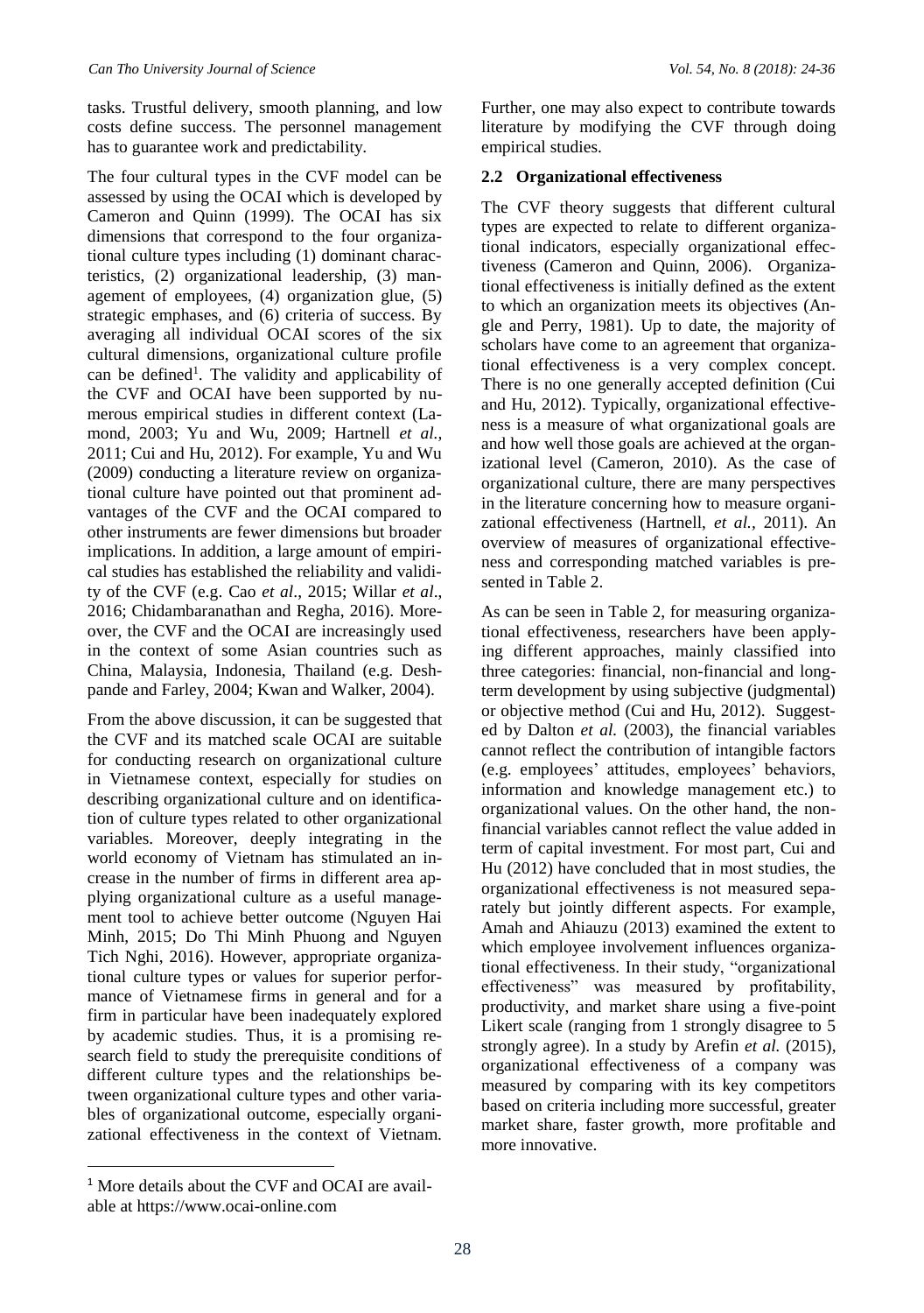tasks. Trustful delivery, smooth planning, and low costs define success. The personnel management has to guarantee work and predictability.

The four cultural types in the CVF model can be assessed by using the OCAI which is developed by Cameron and Quinn (1999). The OCAI has six dimensions that correspond to the four organizational culture types including (1) dominant characteristics, (2) organizational leadership, (3) management of employees, (4) organization glue, (5) strategic emphases, and (6) criteria of success. By averaging all individual OCAI scores of the six cultural dimensions, organizational culture profile can be defined[1]. The validity and applicability of the CVF and OCAI have been supported by numerous empirical studies in different context (Lamond, 2003; Yu and Wu, 2009; Hartnell *et al.*, 2011; Cui and Hu, 2012). For example, Yu and Wu (2009) conducting a literature review on organizational culture have pointed out that prominent advantages of the CVF and the OCAI compared to other instruments are fewer dimensions but broader implications. In addition, a large amount of empirical studies has established the reliability and validity of the CVF (e.g. Cao *et al*., 2015; Willar *et al*., 2016; Chidambaranathan and Regha, 2016). Moreover, the CVF and the OCAI are increasingly used in the context of some Asian countries such as China, Malaysia, Indonesia, Thailand (e.g. Deshpande and Farley, 2004; Kwan and Walker, 2004).

From the above discussion, it can be suggested that the CVF and its matched scale OCAI are suitable for conducting research on organizational culture in Vietnamese context, especially for studies on describing organizational culture and on identification of culture types related to other organizational variables. Moreover, deeply integrating in the world economy of Vietnam has stimulated an increase in the number of firms in different area applying organizational culture as a useful management tool to achieve better outcome (Nguyen Hai Minh, 2015; Do Thi Minh Phuong and Nguyen Tich Nghi, 2016). However, appropriate organizational culture types or values for superior performance of Vietnamese firms in general and for a firm in particular have been inadequately explored by academic studies. Thus, it is a promising research field to study the prerequisite conditions of different culture types and the relationships between organizational culture types and other variables of organizational outcome, especially organizational effectiveness in the context of Vietnam. Further, one may also expect to contribute towards literature by modifying the CVF through doing empirical studies.

### 2.2 Organizational effectiveness

The CVF theory suggests that different cultural types are expected to relate to different organizational indicators, especially organizational effectiveness (Cameron and Quinn, 2006). Organizational effectiveness is initially defined as the extent to which an organization meets its objectives (Angle and Perry, 1981). Up to date, the majority of scholars have come to an agreement that organizational effectiveness is a very complex concept. There is no one generally accepted definition (Cui and Hu, 2012). Typically, organizational effectiveness is a measure of what organizational goals are and how well those goals are achieved at the organizational level (Cameron, 2010). As the case of organizational culture, there are many perspectives in the literature concerning how to measure organizational effectiveness (Hartnell, *et al.*, 2011). An overview of measures of organizational effectiveness and corresponding matched variables is presented in Table 2.

As can be seen in Table 2, for measuring organizational effectiveness, researchers have been applying different approaches, mainly classified into three categories: financial, non-financial and long-term development by using subjective (judgmental) or objective method (Cui and Hu, 2012). Suggested by Dalton *et al.* (2003), the financial variables cannot reflect the contribution of intangible factors (e.g. employees' attitudes, employees' behaviors, information and knowledge management etc.) to organizational values. On the other hand, the non-financial variables cannot reflect the value added in term of capital investment. For most part, Cui and Hu (2012) have concluded that in most studies, the organizational effectiveness is not measured separately but jointly different aspects. For example, Amah and Ahiauzu (2013) examined the extent to which employee involvement influences organizational effectiveness. In their study, "organizational effectiveness" was measured by profitability, productivity, and market share using a five-point Likert scale (ranging from 1 strongly disagree to 5 strongly agree). In a study by Arefin *et al.* (2015), organizational effectiveness of a company was measured by comparing with its key competitors based on criteria including more successful, greater market share, faster growth, more profitable and more innovative.

[1] More details about the CVF and OCAI are available at https://www.ocai-online.com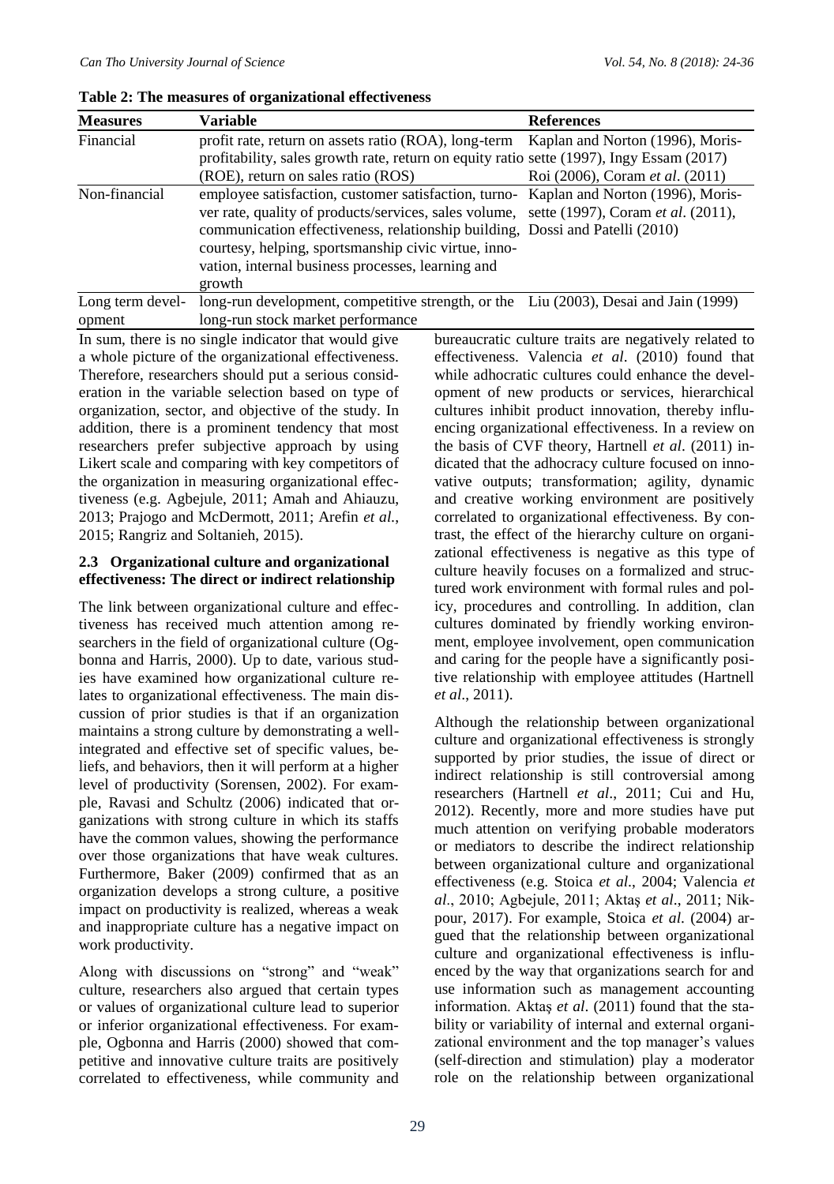**Table 2: The measures of organizational effectiveness**

| Measures | Variable | References |
|---|---|---|
| Financial | profit rate, return on assets ratio (ROA), long-term profitability, sales growth rate, return on equity ratio (ROE), return on sales ratio (ROS) | Kaplan and Norton (1996), Morissette (1997), Ingy Essam (2017) Roi (2006), Coram *et al*. (2011) |
| Non-financial | employee satisfaction, customer satisfaction, turnover rate, quality of products/services, sales volume, communication effectiveness, relationship building, courtesy, helping, sportsmanship civic virtue, innovation, internal business processes, learning and growth | Kaplan and Norton (1996), Morissette (1997), Coram *et al*. (2011), Dossi and Patelli (2010) |
| Long term development | long-run development, competitive strength, or the long-run stock market performance | Liu (2003), Desai and Jain (1999) |

In sum, there is no single indicator that would give a whole picture of the organizational effectiveness. Therefore, researchers should put a serious consideration in the variable selection based on type of organization, sector, and objective of the study. In addition, there is a prominent tendency that most researchers prefer subjective approach by using Likert scale and comparing with key competitors of the organization in measuring organizational effectiveness (e.g. Agbejule, 2011; Amah and Ahiauzu, 2013; Prajogo and McDermott, 2011; Arefin *et al.*, 2015; Rangriz and Soltanieh, 2015).

### 2.3 Organizational culture and organizational effectiveness: The direct or indirect relationship

The link between organizational culture and effectiveness has received much attention among researchers in the field of organizational culture (Ogbonna and Harris, 2000). Up to date, various studies have examined how organizational culture relates to organizational effectiveness. The main discussion of prior studies is that if an organization maintains a strong culture by demonstrating a well-integrated and effective set of specific values, beliefs, and behaviors, then it will perform at a higher level of productivity (Sorensen, 2002). For example, Ravasi and Schultz (2006) indicated that organizations with strong culture in which its staffs have the common values, showing the performance over those organizations that have weak cultures. Furthermore, Baker (2009) confirmed that as an organization develops a strong culture, a positive impact on productivity is realized, whereas a weak and inappropriate culture has a negative impact on work productivity.

Along with discussions on "strong" and "weak" culture, researchers also argued that certain types or values of organizational culture lead to superior or inferior organizational effectiveness. For example, Ogbonna and Harris (2000) showed that competitive and innovative culture traits are positively correlated to effectiveness, while community and bureaucratic culture traits are negatively related to effectiveness. Valencia *et al*. (2010) found that while adhocratic cultures could enhance the development of new products or services, hierarchical cultures inhibit product innovation, thereby influencing organizational effectiveness. In a review on the basis of CVF theory, Hartnell *et al*. (2011) indicated that the adhocracy culture focused on innovative outputs; transformation; agility, dynamic and creative working environment are positively correlated to organizational effectiveness. By contrast, the effect of the hierarchy culture on organizational effectiveness is negative as this type of culture heavily focuses on a formalized and structured work environment with formal rules and policy, procedures and controlling. In addition, clan cultures dominated by friendly working environment, employee involvement, open communication and caring for the people have a significantly positive relationship with employee attitudes (Hartnell *et al*., 2011).

Although the relationship between organizational culture and organizational effectiveness is strongly supported by prior studies, the issue of direct or indirect relationship is still controversial among researchers (Hartnell *et al*., 2011; Cui and Hu, 2012). Recently, more and more studies have put much attention on verifying probable moderators or mediators to describe the indirect relationship between organizational culture and organizational effectiveness (e.g. Stoica *et al*., 2004; Valencia *et al*., 2010; Agbejule, 2011; Aktaş *et al*., 2011; Nikpour, 2017). For example, Stoica *et al*. (2004) argued that the relationship between organizational culture and organizational effectiveness is influenced by the way that organizations search for and use information such as management accounting information. Aktaş *et al*. (2011) found that the stability or variability of internal and external organizational environment and the top manager's values (self-direction and stimulation) play a moderator role on the relationship between organizational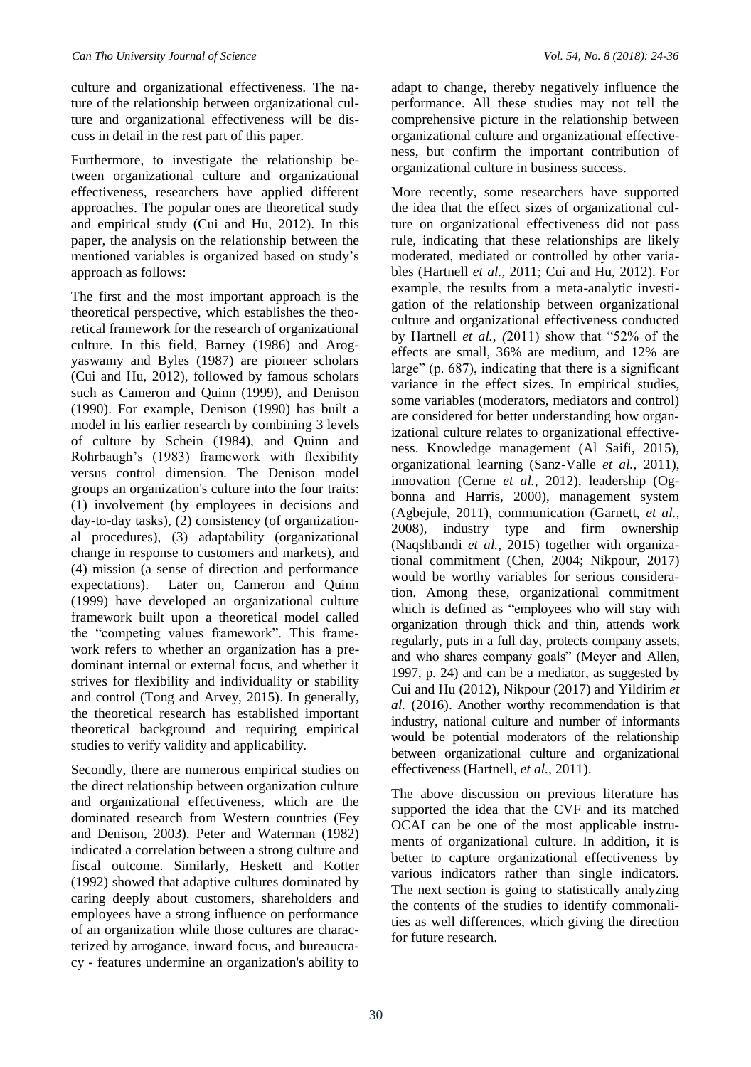culture and organizational effectiveness. The nature of the relationship between organizational culture and organizational effectiveness will be discuss in detail in the rest part of this paper.

Furthermore, to investigate the relationship between organizational culture and organizational effectiveness, researchers have applied different approaches. The popular ones are theoretical study and empirical study (Cui and Hu, 2012). In this paper, the analysis on the relationship between the mentioned variables is organized based on study's approach as follows:

The first and the most important approach is the theoretical perspective, which establishes the theoretical framework for the research of organizational culture. In this field, Barney (1986) and Arogyaswamy and Byles (1987) are pioneer scholars (Cui and Hu, 2012), followed by famous scholars such as Cameron and Quinn (1999), and Denison (1990). For example, Denison (1990) has built a model in his earlier research by combining 3 levels of culture by Schein (1984), and Quinn and Rohrbaugh's (1983) framework with flexibility versus control dimension. The Denison model groups an organization's culture into the four traits: (1) involvement (by employees in decisions and day-to-day tasks), (2) consistency (of organizational procedures), (3) adaptability (organizational change in response to customers and markets), and (4) mission (a sense of direction and performance expectations). Later on, Cameron and Quinn (1999) have developed an organizational culture framework built upon a theoretical model called the "competing values framework". This framework refers to whether an organization has a predominant internal or external focus, and whether it strives for flexibility and individuality or stability and control (Tong and Arvey, 2015). In generally, the theoretical research has established important theoretical background and requiring empirical studies to verify validity and applicability.

Secondly, there are numerous empirical studies on the direct relationship between organization culture and organizational effectiveness, which are the dominated research from Western countries (Fey and Denison, 2003). Peter and Waterman (1982) indicated a correlation between a strong culture and fiscal outcome. Similarly, Heskett and Kotter (1992) showed that adaptive cultures dominated by caring deeply about customers, shareholders and employees have a strong influence on performance of an organization while those cultures are characterized by arrogance, inward focus, and bureaucracy - features undermine an organization's ability to adapt to change, thereby negatively influence the performance. All these studies may not tell the comprehensive picture in the relationship between organizational culture and organizational effectiveness, but confirm the important contribution of organizational culture in business success.

More recently, some researchers have supported the idea that the effect sizes of organizational culture on organizational effectiveness did not pass rule, indicating that these relationships are likely moderated, mediated or controlled by other variables (Hartnell *et al.,* 2011; Cui and Hu, 2012). For example, the results from a meta-analytic investigation of the relationship between organizational culture and organizational effectiveness conducted by Hartnell *et al., (*2011) show that "52% of the effects are small, 36% are medium, and 12% are large" (p. 687), indicating that there is a significant variance in the effect sizes. In empirical studies, some variables (moderators, mediators and control) are considered for better understanding how organizational culture relates to organizational effectiveness. Knowledge management (Al Saifi, 2015), organizational learning (Sanz-Valle *et al.,* 2011), innovation (Cerne *et al.,* 2012), leadership (Ogbonna and Harris, 2000), management system (Agbejule, 2011), communication (Garnett, *et al.,* 2008), industry type and firm ownership (Naqshbandi *et al.,* 2015) together with organizational commitment (Chen, 2004; Nikpour, 2017) would be worthy variables for serious consideration. Among these, organizational commitment which is defined as "employees who will stay with organization through thick and thin, attends work regularly, puts in a full day, protects company assets, and who shares company goals" (Meyer and Allen, 1997, p. 24) and can be a mediator, as suggested by Cui and Hu (2012), Nikpour (2017) and Yildirim *et al.* (2016). Another worthy recommendation is that industry, national culture and number of informants would be potential moderators of the relationship between organizational culture and organizational effectiveness (Hartnell, *et al.,* 2011).

The above discussion on previous literature has supported the idea that the CVF and its matched OCAI can be one of the most applicable instruments of organizational culture. In addition, it is better to capture organizational effectiveness by various indicators rather than single indicators. The next section is going to statistically analyzing the contents of the studies to identify commonalities as well differences, which giving the direction for future research.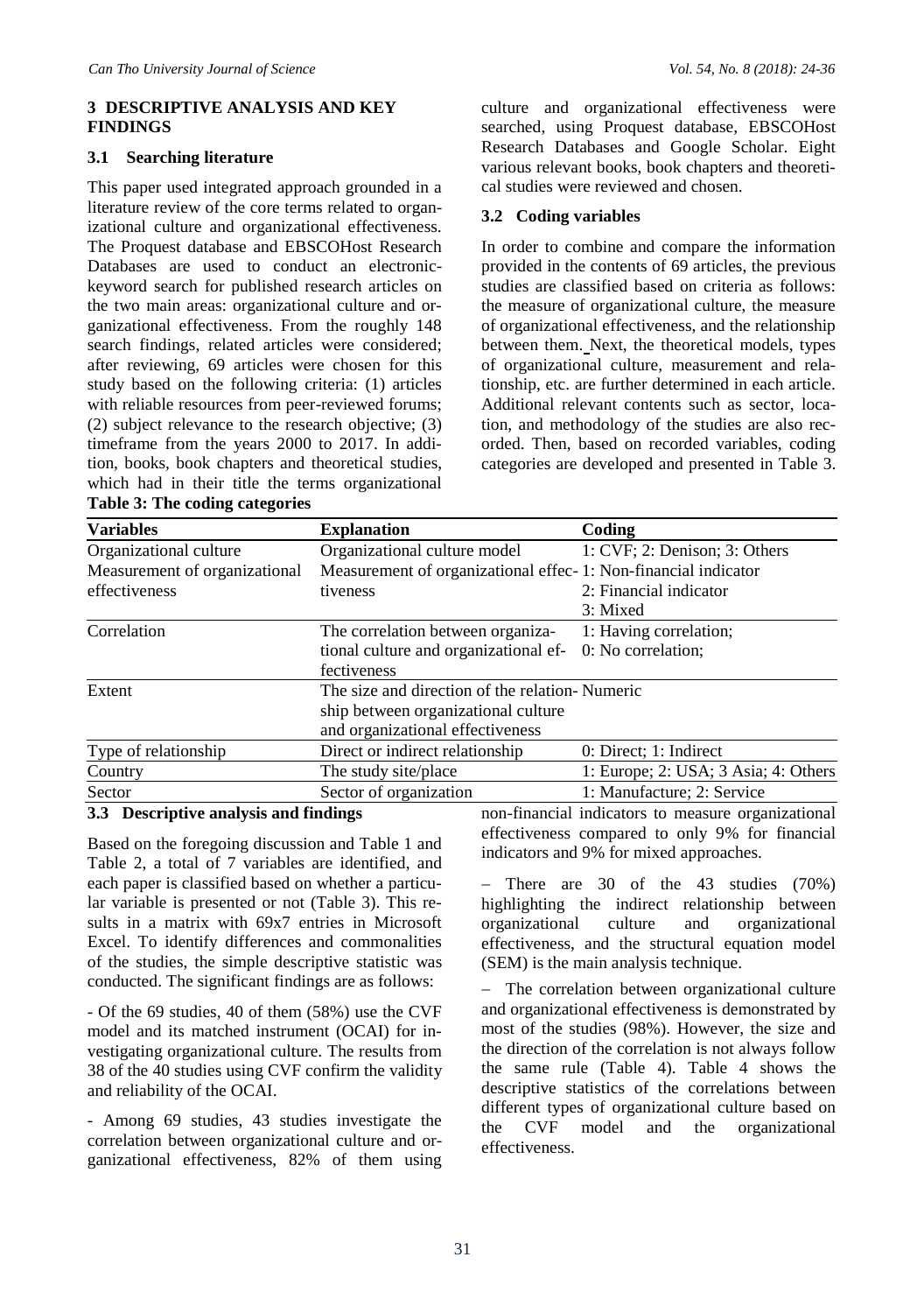## 3 DESCRIPTIVE ANALYSIS AND KEY FINDINGS

### 3.1 Searching literature

This paper used integrated approach grounded in a literature review of the core terms related to organizational culture and organizational effectiveness. The Proquest database and EBSCOHost Research Databases are used to conduct an electronic-keyword search for published research articles on the two main areas: organizational culture and organizational effectiveness. From the roughly 148 search findings, related articles were considered; after reviewing, 69 articles were chosen for this study based on the following criteria: (1) articles with reliable resources from peer-reviewed forums; (2) subject relevance to the research objective; (3) timeframe from the years 2000 to 2017. In addition, books, book chapters and theoretical studies, which had in their title the terms organizational culture and organizational effectiveness were searched, using Proquest database, EBSCOHost Research Databases and Google Scholar. Eight various relevant books, book chapters and theoretical studies were reviewed and chosen.

### 3.2 Coding variables

In order to combine and compare the information provided in the contents of 69 articles, the previous studies are classified based on criteria as follows: the measure of organizational culture, the measure of organizational effectiveness, and the relationship between them. Next, the theoretical models, types of organizational culture, measurement and relationship, etc. are further determined in each article. Additional relevant contents such as sector, location, and methodology of the studies are also recorded. Then, based on recorded variables, coding categories are developed and presented in Table 3.

**Table 3: The coding categories**

| Variables | Explanation | Coding |
|---|---|---|
| Organizational culture | Organizational culture model | 1: CVF; 2: Denison; 3: Others |
| Measurement of organizational effectiveness | Measurement of organizational effectiveness | 1: Non-financial indicator<br>2: Financial indicator<br>3: Mixed |
| Correlation | The correlation between organizational culture and organizational effectiveness | 1: Having correlation;<br>0: No correlation; |
| Extent | The size and direction of the relationship between organizational culture and organizational effectiveness | Numeric |
| Type of relationship | Direct or indirect relationship | 0: Direct; 1: Indirect |
| Country | The study site/place | 1: Europe; 2: USA; 3 Asia; 4: Others |
| Sector | Sector of organization | 1: Manufacture; 2: Service |

### 3.3 Descriptive analysis and findings

Based on the foregoing discussion and Table 1 and Table 2, a total of 7 variables are identified, and each paper is classified based on whether a particular variable is presented or not (Table 3). This results in a matrix with 69x7 entries in Microsoft Excel. To identify differences and commonalities of the studies, the simple descriptive statistic was conducted. The significant findings are as follows:

- Of the 69 studies, 40 of them (58%) use the CVF model and its matched instrument (OCAI) for investigating organizational culture. The results from 38 of the 40 studies using CVF confirm the validity and reliability of the OCAI.

- Among 69 studies, 43 studies investigate the correlation between organizational culture and organizational effectiveness, 82% of them using non-financial indicators to measure organizational effectiveness compared to only 9% for financial indicators and 9% for mixed approaches.

– There are 30 of the 43 studies (70%) highlighting the indirect relationship between organizational culture and organizational effectiveness, and the structural equation model (SEM) is the main analysis technique.

– The correlation between organizational culture and organizational effectiveness is demonstrated by most of the studies (98%). However, the size and the direction of the correlation is not always follow the same rule (Table 4). Table 4 shows the descriptive statistics of the correlations between different types of organizational culture based on the CVF model and the organizational effectiveness.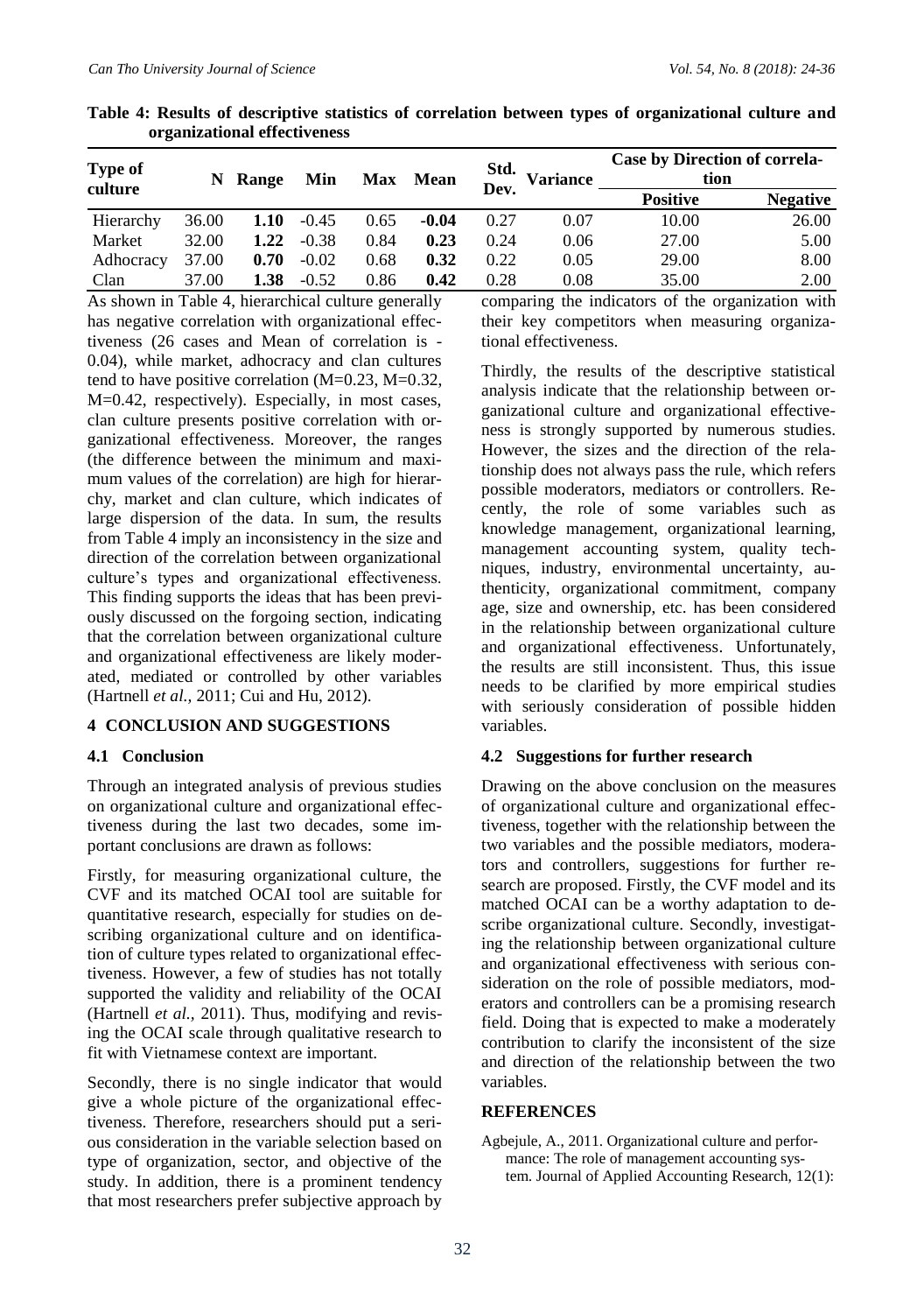**Table 4: Results of descriptive statistics of correlation between types of organizational culture and organizational effectiveness**

| Type of culture | N | Range | Min | Max | Mean | Std. Dev. | Variance | Case by Direction of correlation | |
|---|---|---|---|---|---|---|---|---|---|
| | | | | | | | | Positive | Negative |
| Hierarchy | 36.00 | **1.10** | -0.45 | 0.65 | **-0.04** | 0.27 | 0.07 | 10.00 | 26.00 |
| Market | 32.00 | **1.22** | -0.38 | 0.84 | **0.23** | 0.24 | 0.06 | 27.00 | 5.00 |
| Adhocracy | 37.00 | **0.70** | -0.02 | 0.68 | **0.32** | 0.22 | 0.05 | 29.00 | 8.00 |
| Clan | 37.00 | **1.38** | -0.52 | 0.86 | **0.42** | 0.28 | 0.08 | 35.00 | 2.00 |

As shown in Table 4, hierarchical culture generally has negative correlation with organizational effectiveness (26 cases and Mean of correlation is -0.04), while market, adhocracy and clan cultures tend to have positive correlation (M=0.23, M=0.32, M=0.42, respectively). Especially, in most cases, clan culture presents positive correlation with organizational effectiveness. Moreover, the ranges (the difference between the minimum and maximum values of the correlation) are high for hierarchy, market and clan culture, which indicates of large dispersion of the data. In sum, the results from Table 4 imply an inconsistency in the size and direction of the correlation between organizational culture's types and organizational effectiveness. This finding supports the ideas that has been previously discussed on the forgoing section, indicating that the correlation between organizational culture and organizational effectiveness are likely moderated, mediated or controlled by other variables (Hartnell *et al.,* 2011; Cui and Hu, 2012).

## 4 CONCLUSION AND SUGGESTIONS

### 4.1 Conclusion

Through an integrated analysis of previous studies on organizational culture and organizational effectiveness during the last two decades, some important conclusions are drawn as follows:

Firstly, for measuring organizational culture, the CVF and its matched OCAI tool are suitable for quantitative research, especially for studies on describing organizational culture and on identification of culture types related to organizational effectiveness. However, a few of studies has not totally supported the validity and reliability of the OCAI (Hartnell *et al.,* 2011). Thus, modifying and revising the OCAI scale through qualitative research to fit with Vietnamese context are important.

Secondly, there is no single indicator that would give a whole picture of the organizational effectiveness. Therefore, researchers should put a serious consideration in the variable selection based on type of organization, sector, and objective of the study. In addition, there is a prominent tendency that most researchers prefer subjective approach by comparing the indicators of the organization with their key competitors when measuring organizational effectiveness.

Thirdly, the results of the descriptive statistical analysis indicate that the relationship between organizational culture and organizational effectiveness is strongly supported by numerous studies. However, the sizes and the direction of the relationship does not always pass the rule, which refers possible moderators, mediators or controllers. Recently, the role of some variables such as knowledge management, organizational learning, management accounting system, quality techniques, industry, environmental uncertainty, authenticity, organizational commitment, company age, size and ownership, etc. has been considered in the relationship between organizational culture and organizational effectiveness. Unfortunately, the results are still inconsistent. Thus, this issue needs to be clarified by more empirical studies with seriously consideration of possible hidden variables.

### 4.2 Suggestions for further research

Drawing on the above conclusion on the measures of organizational culture and organizational effectiveness, together with the relationship between the two variables and the possible mediators, moderators and controllers, suggestions for further research are proposed. Firstly, the CVF model and its matched OCAI can be a worthy adaptation to describe organizational culture. Secondly, investigating the relationship between organizational culture and organizational effectiveness with serious consideration on the role of possible mediators, moderators and controllers can be a promising research field. Doing that is expected to make a moderately contribution to clarify the inconsistent of the size and direction of the relationship between the two variables.

## REFERENCES

Agbejule, A., 2011. Organizational culture and performance: The role of management accounting system. Journal of Applied Accounting Research, 12(1):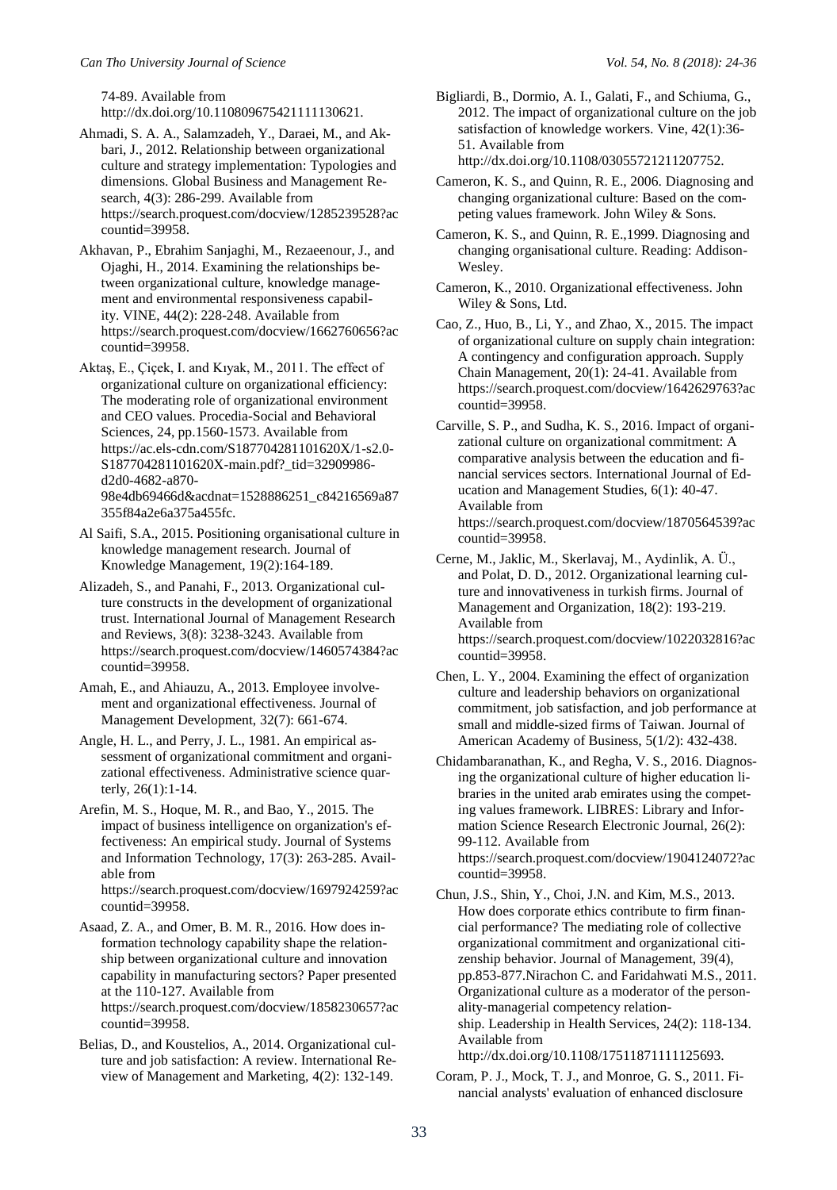74-89. Available from http://dx.doi.org/10.1108096754211111130621.

Ahmadi, S. A. A., Salamzadeh, Y., Daraei, M., and Akbari, J., 2012. Relationship between organizational culture and strategy implementation: Typologies and dimensions. Global Business and Management Research, 4(3): 286-299. Available from https://search.proquest.com/docview/1285239528?accountid=39958.

Akhavan, P., Ebrahim Sanjaghi, M., Rezaeenour, J., and Ojaghi, H., 2014. Examining the relationships between organizational culture, knowledge management and environmental responsiveness capability. VINE, 44(2): 228-248. Available from https://search.proquest.com/docview/1662760656?accountid=39958.

Aktaş, E., Çiçek, I. and Kıyak, M., 2011. The effect of organizational culture on organizational efficiency: The moderating role of organizational environment and CEO values. Procedia-Social and Behavioral Sciences, 24, pp.1560-1573. Available from https://ac.els-cdn.com/S187704281101620X/1-s2.0-S187704281101620X-main.pdf?_tid=32909986-d2d0-4682-a870-98e4db69466d&acdnat=1528886251_c84216569a87355f84a2e6a375a455fc.

Al Saifi, S.A., 2015. Positioning organisational culture in knowledge management research. Journal of Knowledge Management, 19(2):164-189.

Alizadeh, S., and Panahi, F., 2013. Organizational culture constructs in the development of organizational trust. International Journal of Management Research and Reviews, 3(8): 3238-3243. Available from https://search.proquest.com/docview/1460574384?accountid=39958.

Amah, E., and Ahiauzu, A., 2013. Employee involvement and organizational effectiveness. Journal of Management Development, 32(7): 661-674.

Angle, H. L., and Perry, J. L., 1981. An empirical assessment of organizational commitment and organizational effectiveness. Administrative science quarterly, 26(1):1-14.

Arefin, M. S., Hoque, M. R., and Bao, Y., 2015. The impact of business intelligence on organization's effectiveness: An empirical study. Journal of Systems and Information Technology, 17(3): 263-285. Available from https://search.proquest.com/docview/1697924259?accountid=39958.

Asaad, Z. A., and Omer, B. M. R., 2016. How does information technology capability shape the relationship between organizational culture and innovation capability in manufacturing sectors? Paper presented at the 110-127. Available from https://search.proquest.com/docview/1858230657?accountid=39958.

Belias, D., and Koustelios, A., 2014. Organizational culture and job satisfaction: A review. International Review of Management and Marketing, 4(2): 132-149.

Bigliardi, B., Dormio, A. I., Galati, F., and Schiuma, G., 2012. The impact of organizational culture on the job satisfaction of knowledge workers. Vine, 42(1):36-51. Available from http://dx.doi.org/10.1108/03055721211207752.

Cameron, K. S., and Quinn, R. E., 2006. Diagnosing and changing organizational culture: Based on the competing values framework. John Wiley & Sons.

Cameron, K. S., and Quinn, R. E.,1999. Diagnosing and changing organisational culture. Reading: Addison-Wesley.

Cameron, K., 2010. Organizational effectiveness. John Wiley & Sons, Ltd.

Cao, Z., Huo, B., Li, Y., and Zhao, X., 2015. The impact of organizational culture on supply chain integration: A contingency and configuration approach. Supply Chain Management, 20(1): 24-41. Available from https://search.proquest.com/docview/1642629763?accountid=39958.

Carville, S. P., and Sudha, K. S., 2016. Impact of organizational culture on organizational commitment: A comparative analysis between the education and financial services sectors. International Journal of Education and Management Studies, 6(1): 40-47. Available from https://search.proquest.com/docview/1870564539?accountid=39958.

Cerne, M., Jaklic, M., Skerlavaj, M., Aydinlik, A. Ü., and Polat, D. D., 2012. Organizational learning culture and innovativeness in turkish firms. Journal of Management and Organization, 18(2): 193-219. Available from https://search.proquest.com/docview/1022032816?accountid=39958.

Chen, L. Y., 2004. Examining the effect of organization culture and leadership behaviors on organizational commitment, job satisfaction, and job performance at small and middle-sized firms of Taiwan. Journal of American Academy of Business, 5(1/2): 432-438.

Chidambaranathan, K., and Regha, V. S., 2016. Diagnosing the organizational culture of higher education libraries in the united arab emirates using the competing values framework. LIBRES: Library and Information Science Research Electronic Journal, 26(2): 99-112. Available from https://search.proquest.com/docview/1904124072?accountid=39958.

Chun, J.S., Shin, Y., Choi, J.N. and Kim, M.S., 2013. How does corporate ethics contribute to firm financial performance? The mediating role of collective organizational commitment and organizational citizenship behavior. Journal of Management, 39(4), pp.853-877.Nirachon C. and Faridahwati M.S., 2011. Organizational culture as a moderator of the personality-managerial competency relationship. Leadership in Health Services, 24(2): 118-134. Available from http://dx.doi.org/10.1108/17511871111125693.

Coram, P. J., Mock, T. J., and Monroe, G. S., 2011. Financial analysts' evaluation of enhanced disclosure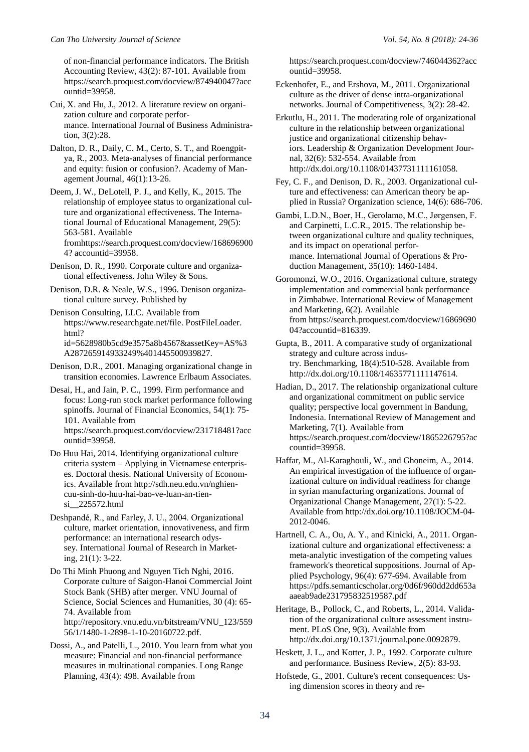of non-financial performance indicators. The British Accounting Review, 43(2): 87-101. Available from https://search.proquest.com/docview/874940047?accountid=39958.

Cui, X. and Hu, J., 2012. A literature review on organization culture and corporate performance. International Journal of Business Administration, 3(2):28.

Dalton, D. R., Daily, C. M., Certo, S. T., and Roengpitya, R., 2003. Meta-analyses of financial performance and equity: fusion or confusion?. Academy of Management Journal, 46(1):13-26.

Deem, J. W., DeLotell, P. J., and Kelly, K., 2015. The relationship of employee status to organizational culture and organizational effectiveness. The International Journal of Educational Management, 29(5): 563-581. Available fromhttps://search.proquest.com/docview/1686969004? accountid=39958.

Denison, D. R., 1990. Corporate culture and organizational effectiveness. John Wiley & Sons.

Denison, D.R. & Neale, W.S., 1996. Denison organizational culture survey. Published by

Denison Consulting, LLC. Available from https://www.researchgate.net/file. PostFileLoader. html?id=5628980b5cd9e3575a8b4567&assetKey=AS%3A287265914933249%401445500939827.

Denison, D.R., 2001. Managing organizational change in transition economies. Lawrence Erlbaum Associates.

Desai, H., and Jain, P. C., 1999. Firm performance and focus: Long-run stock market performance following spinoffs. Journal of Financial Economics, 54(1): 75-101. Available from https://search.proquest.com/docview/231718481?accountid=39958.

Do Huu Hai, 2014. Identifying organizational culture criteria system – Applying in Vietnamese enterprises. Doctoral thesis. National University of Economics. Available from http://sdh.neu.edu.vn/nghien-cuu-sinh-do-huu-hai-bao-ve-luan-an-tien-si__225572.html

Deshpandé, R., and Farley, J. U., 2004. Organizational culture, market orientation, innovativeness, and firm performance: an international research odyssey. International Journal of Research in Marketing, 21(1): 3-22.

Do Thi Minh Phuong and Nguyen Tich Nghi, 2016. Corporate culture of Saigon-Hanoi Commercial Joint Stock Bank (SHB) after merger. VNU Journal of Science, Social Sciences and Humanities, 30 (4): 65-74. Available from http://repository.vnu.edu.vn/bitstream/VNU_123/55956/1/1480-1-2898-1-10-20160722.pdf.

Dossi, A., and Patelli, L., 2010. You learn from what you measure: Financial and non-financial performance measures in multinational companies. Long Range Planning, 43(4): 498. Available from https://search.proquest.com/docview/746044362?accountid=39958.

Eckenhofer, E., and Ershova, M., 2011. Organizational culture as the driver of dense intra-organizational networks. Journal of Competitiveness, 3(2): 28-42.

Erkutlu, H., 2011. The moderating role of organizational culture in the relationship between organizational justice and organizational citizenship behaviors. Leadership & Organization Development Journal, 32(6): 532-554. Available from http://dx.doi.org/10.1108/01437731111161058.

Fey, C. F., and Denison, D. R., 2003. Organizational culture and effectiveness: can American theory be applied in Russia? Organization science, 14(6): 686-706.

Gambi, L.D.N., Boer, H., Gerolamo, M.C., Jørgensen, F. and Carpinetti, L.C.R., 2015. The relationship between organizational culture and quality techniques, and its impact on operational performance. International Journal of Operations & Production Management, 35(10): 1460-1484.

Goromonzi, W.O., 2016. Organizational culture, strategy implementation and commercial bank performance in Zimbabwe. International Review of Management and Marketing, 6(2). Available from https://search.proquest.com/docview/1686969004?accountid=816339.

Gupta, B., 2011. A comparative study of organizational strategy and culture across industry. Benchmarking, 18(4):510-528. Available from http://dx.doi.org/10.1108/14635771111147614.

Hadian, D., 2017. The relationship organizational culture and organizational commitment on public service quality; perspective local government in Bandung, Indonesia. International Review of Management and Marketing, 7(1). Available from https://search.proquest.com/docview/1865226795?accountid=39958.

Haffar, M., Al-Karaghouli, W., and Ghoneim, A., 2014. An empirical investigation of the influence of organizational culture on individual readiness for change in syrian manufacturing organizations. Journal of Organizational Change Management, 27(1): 5-22. Available from http://dx.doi.org/10.1108/JOCM-04-2012-0046.

Hartnell, C. A., Ou, A. Y., and Kinicki, A., 2011. Organizational culture and organizational effectiveness: a meta-analytic investigation of the competing values framework's theoretical suppositions. Journal of Applied Psychology, 96(4): 677-694. Available from https://pdfs.semanticscholar.org/0d6f/960dd2dd653aaaeab9ade231795832519587.pdf

Heritage, B., Pollock, C., and Roberts, L., 2014. Validation of the organizational culture assessment instrument. PLoS One, 9(3). Available from http://dx.doi.org/10.1371/journal.pone.0092879.

Heskett, J. L., and Kotter, J. P., 1992. Corporate culture and performance. Business Review, 2(5): 83-93.

Hofstede, G., 2001. Culture's recent consequences: Using dimension scores in theory and re-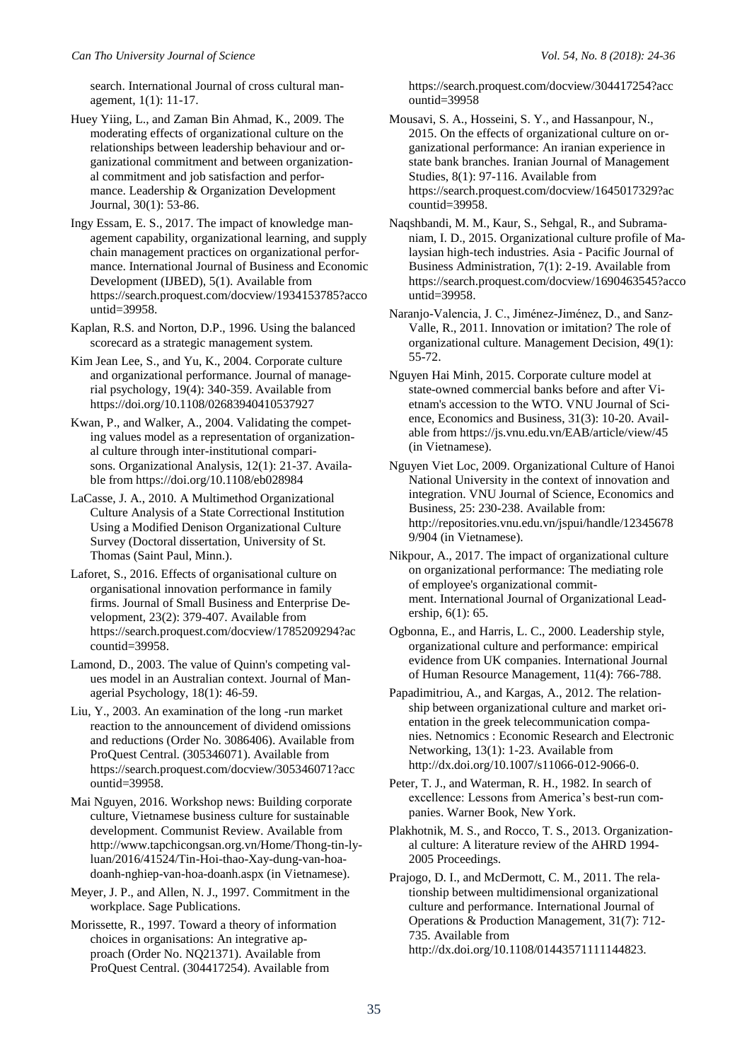search. International Journal of cross cultural management, 1(1): 11-17.

Huey Yiing, L., and Zaman Bin Ahmad, K., 2009. The moderating effects of organizational culture on the relationships between leadership behaviour and organizational commitment and between organizational commitment and job satisfaction and performance. Leadership & Organization Development Journal, 30(1): 53-86.

Ingy Essam, E. S., 2017. The impact of knowledge management capability, organizational learning, and supply chain management practices on organizational performance. International Journal of Business and Economic Development (IJBED), 5(1). Available from https://search.proquest.com/docview/1934153785?accountid=39958.

Kaplan, R.S. and Norton, D.P., 1996. Using the balanced scorecard as a strategic management system.

Kim Jean Lee, S., and Yu, K., 2004. Corporate culture and organizational performance. Journal of managerial psychology, 19(4): 340-359. Available from https://doi.org/10.1108/02683940410537927

Kwan, P., and Walker, A., 2004. Validating the competing values model as a representation of organizational culture through inter-institutional comparisons. Organizational Analysis, 12(1): 21-37. Available from https://doi.org/10.1108/eb028984

LaCasse, J. A., 2010. A Multimethod Organizational Culture Analysis of a State Correctional Institution Using a Modified Denison Organizational Culture Survey (Doctoral dissertation, University of St. Thomas (Saint Paul, Minn.).

Laforet, S., 2016. Effects of organisational culture on organisational innovation performance in family firms. Journal of Small Business and Enterprise Development, 23(2): 379-407. Available from https://search.proquest.com/docview/1785209294?accountid=39958.

Lamond, D., 2003. The value of Quinn's competing values model in an Australian context. Journal of Managerial Psychology, 18(1): 46-59.

Liu, Y., 2003. An examination of the long -run market reaction to the announcement of dividend omissions and reductions (Order No. 3086406). Available from ProQuest Central. (305346071). Available from https://search.proquest.com/docview/305346071?accountid=39958.

Mai Nguyen, 2016. Workshop news: Building corporate culture, Vietnamese business culture for sustainable development. Communist Review. Available from http://www.tapchicongsan.org.vn/Home/Thong-tin-ly-luan/2016/41524/Tin-Hoi-thao-Xay-dung-van-hoa-doanh-nghiep-van-hoa-doanh.aspx (in Vietnamese).

Meyer, J. P., and Allen, N. J., 1997. Commitment in the workplace. Sage Publications.

Morissette, R., 1997. Toward a theory of information choices in organisations: An integrative approach (Order No. NQ21371). Available from ProQuest Central. (304417254). Available from https://search.proquest.com/docview/304417254?accountid=39958

Mousavi, S. A., Hosseini, S. Y., and Hassanpour, N., 2015. On the effects of organizational culture on organizational performance: An iranian experience in state bank branches. Iranian Journal of Management Studies, 8(1): 97-116. Available from https://search.proquest.com/docview/1645017329?accountid=39958.

Naqshbandi, M. M., Kaur, S., Sehgal, R., and Subramaniam, I. D., 2015. Organizational culture profile of Malaysian high-tech industries. Asia - Pacific Journal of Business Administration, 7(1): 2-19. Available from https://search.proquest.com/docview/1690463545?accountid=39958.

Naranjo-Valencia, J. C., Jiménez-Jiménez, D., and Sanz-Valle, R., 2011. Innovation or imitation? The role of organizational culture. Management Decision, 49(1): 55-72.

Nguyen Hai Minh, 2015. Corporate culture model at state-owned commercial banks before and after Vietnam's accession to the WTO. VNU Journal of Science, Economics and Business, 31(3): 10-20. Available from https://js.vnu.edu.vn/EAB/article/view/45 (in Vietnamese).

Nguyen Viet Loc, 2009. Organizational Culture of Hanoi National University in the context of innovation and integration. VNU Journal of Science, Economics and Business, 25: 230-238. Available from: http://repositories.vnu.edu.vn/jspui/handle/123456789/904 (in Vietnamese).

Nikpour, A., 2017. The impact of organizational culture on organizational performance: The mediating role of employee's organizational commitment. International Journal of Organizational Leadership, 6(1): 65.

Ogbonna, E., and Harris, L. C., 2000. Leadership style, organizational culture and performance: empirical evidence from UK companies. International Journal of Human Resource Management, 11(4): 766-788.

Papadimitriou, A., and Kargas, A., 2012. The relationship between organizational culture and market orientation in the greek telecommunication companies. Netnomics : Economic Research and Electronic Networking, 13(1): 1-23. Available from http://dx.doi.org/10.1007/s11066-012-9066-0.

Peter, T. J., and Waterman, R. H., 1982. In search of excellence: Lessons from America's best-run companies. Warner Book, New York.

Plakhotnik, M. S., and Rocco, T. S., 2013. Organizational culture: A literature review of the AHRD 1994-2005 Proceedings.

Prajogo, D. I., and McDermott, C. M., 2011. The relationship between multidimensional organizational culture and performance. International Journal of Operations & Production Management, 31(7): 712-735. Available from http://dx.doi.org/10.1108/01443571111144823.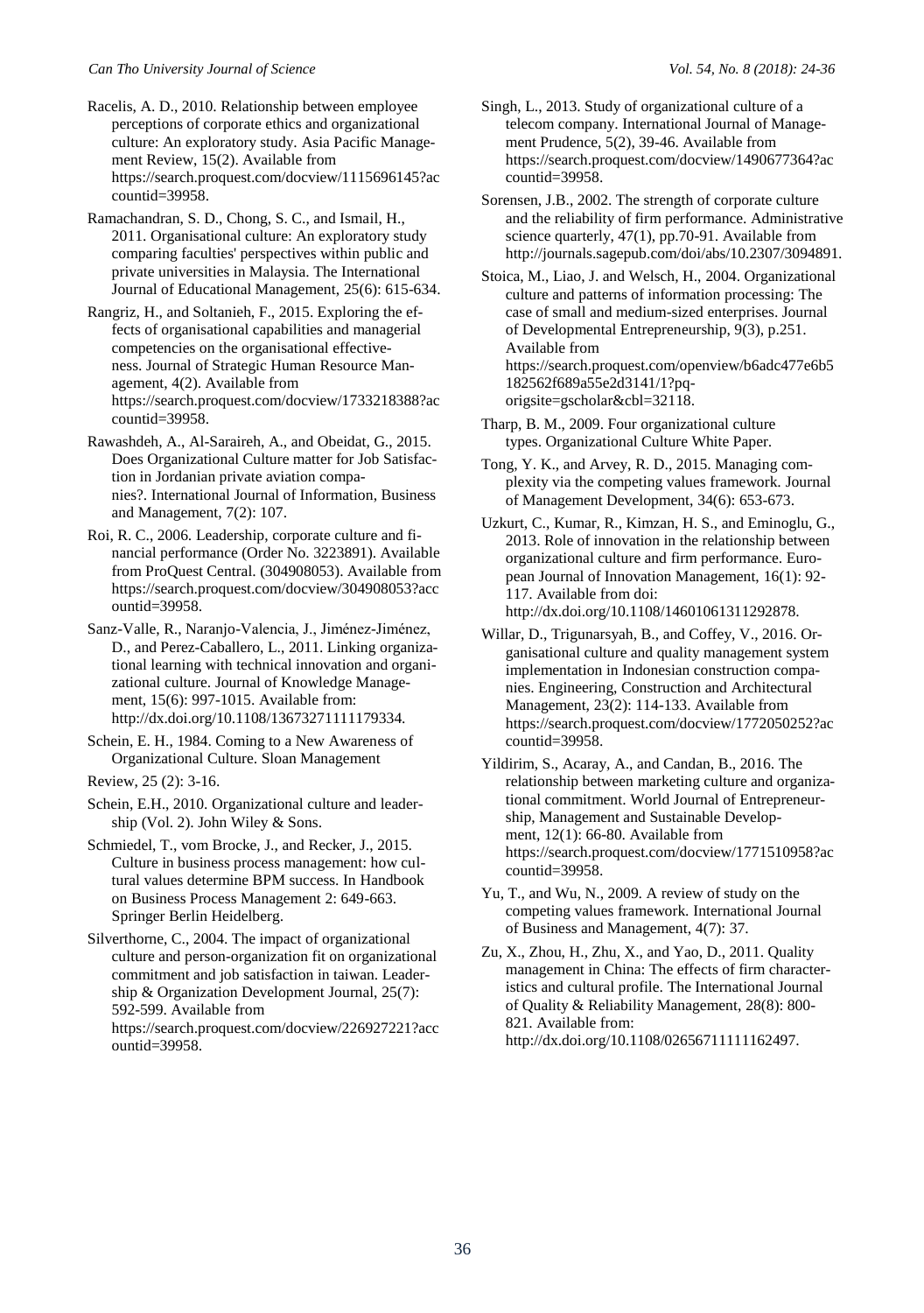Racelis, A. D., 2010. Relationship between employee perceptions of corporate ethics and organizational culture: An exploratory study. Asia Pacific Management Review, 15(2). Available from https://search.proquest.com/docview/1115696145?accountid=39958.

Ramachandran, S. D., Chong, S. C., and Ismail, H., 2011. Organisational culture: An exploratory study comparing faculties' perspectives within public and private universities in Malaysia. The International Journal of Educational Management, 25(6): 615-634.

Rangriz, H., and Soltanieh, F., 2015. Exploring the effects of organisational capabilities and managerial competencies on the organisational effectiveness. Journal of Strategic Human Resource Management, 4(2). Available from https://search.proquest.com/docview/1733218388?accountid=39958.

Rawashdeh, A., Al-Saraireh, A., and Obeidat, G., 2015. Does Organizational Culture matter for Job Satisfaction in Jordanian private aviation companies?. International Journal of Information, Business and Management, 7(2): 107.

Roi, R. C., 2006. Leadership, corporate culture and financial performance (Order No. 3223891). Available from ProQuest Central. (304908053). Available from https://search.proquest.com/docview/304908053?accountid=39958.

Sanz-Valle, R., Naranjo-Valencia, J., Jiménez-Jiménez, D., and Perez-Caballero, L., 2011. Linking organizational learning with technical innovation and organizational culture. Journal of Knowledge Management, 15(6): 997-1015. Available from: http://dx.doi.org/10.1108/13673271111179334.

Schein, E. H., 1984. Coming to a New Awareness of Organizational Culture. Sloan Management

Review, 25 (2): 3-16.

Schein, E.H., 2010. Organizational culture and leadership (Vol. 2). John Wiley & Sons.

Schmiedel, T., vom Brocke, J., and Recker, J., 2015. Culture in business process management: how cultural values determine BPM success. In Handbook on Business Process Management 2: 649-663. Springer Berlin Heidelberg.

Silverthorne, C., 2004. The impact of organizational culture and person-organization fit on organizational commitment and job satisfaction in taiwan. Leadership & Organization Development Journal, 25(7): 592-599. Available from https://search.proquest.com/docview/226927221?accountid=39958.

Singh, L., 2013. Study of organizational culture of a telecom company. International Journal of Management Prudence, 5(2), 39-46. Available from https://search.proquest.com/docview/1490677364?accountid=39958.

Sorensen, J.B., 2002. The strength of corporate culture and the reliability of firm performance. Administrative science quarterly, 47(1), pp.70-91. Available from http://journals.sagepub.com/doi/abs/10.2307/3094891.

Stoica, M., Liao, J. and Welsch, H., 2004. Organizational culture and patterns of information processing: The case of small and medium-sized enterprises. Journal of Developmental Entrepreneurship, 9(3), p.251. Available from https://search.proquest.com/openview/b6adc477e6b5182562f689a55e2d3141/1?pq-origsite=gscholar&cbl=32118.

Tharp, B. M., 2009. Four organizational culture types. Organizational Culture White Paper.

Tong, Y. K., and Arvey, R. D., 2015. Managing complexity via the competing values framework. Journal of Management Development, 34(6): 653-673.

Uzkurt, C., Kumar, R., Kimzan, H. S., and Eminoglu, G., 2013. Role of innovation in the relationship between organizational culture and firm performance. European Journal of Innovation Management, 16(1): 92-117. Available from doi: http://dx.doi.org/10.1108/14601061311292878.

Willar, D., Trigunarsyah, B., and Coffey, V., 2016. Organisational culture and quality management system implementation in Indonesian construction companies. Engineering, Construction and Architectural Management, 23(2): 114-133. Available from https://search.proquest.com/docview/1772050252?accountid=39958.

Yildirim, S., Acaray, A., and Candan, B., 2016. The relationship between marketing culture and organizational commitment. World Journal of Entrepreneurship, Management and Sustainable Development, 12(1): 66-80. Available from https://search.proquest.com/docview/1771510958?accountid=39958.

Yu, T., and Wu, N., 2009. A review of study on the competing values framework. International Journal of Business and Management, 4(7): 37.

Zu, X., Zhou, H., Zhu, X., and Yao, D., 2011. Quality management in China: The effects of firm characteristics and cultural profile. The International Journal of Quality & Reliability Management, 28(8): 800-821. Available from: http://dx.doi.org/10.1108/02656711111162497.